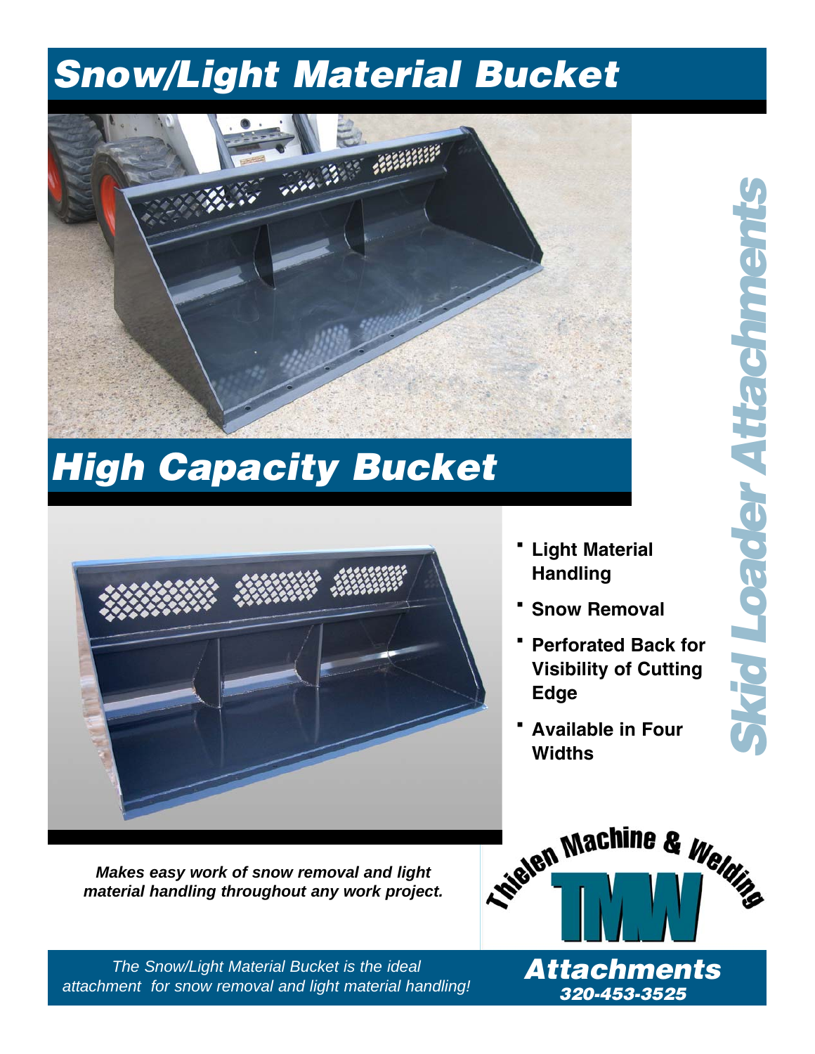# Snow/Light Material Bucket

## High Capacity Bucket

- Light Material Handling
- Snow Removal
- Perforated Back for Visibility of Cutting Edge
- Available in Four Widths

Skid Loader Attachments

***Makes easy work of snow removal and light material handling throughout any work project.***

Thielen Machine & Welding

TMW

*The Snow/Light Material Bucket is the ideal attachment for snow removal and light material handling!*

**Attachments**

***320-453-3525***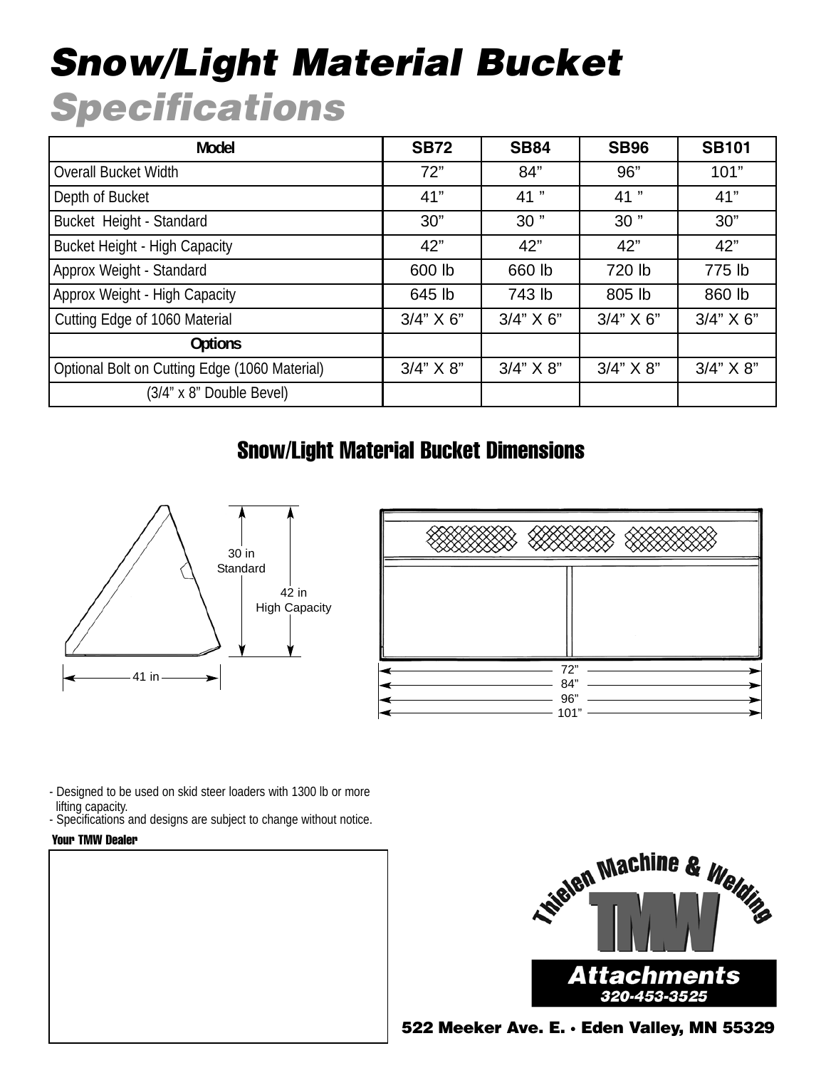# *Snow/Light Material Bucket*
# *Specifications*

| Model | SB72 | SB84 | SB96 | SB101 |
|---|---|---|---|---|
| Overall Bucket Width | 72” | 84” | 96” | 101” |
| Depth of Bucket | 41” | 41 ” | 41 ” | 41” |
| Bucket Height - Standard | 30” | 30 ” | 30 ” | 30” |
| Bucket Height - High Capacity | 42” | 42” | 42” | 42” |
| Approx Weight - Standard | 600 lb | 660 lb | 720 lb | 775 lb |
| Approx Weight - High Capacity | 645 lb | 743 lb | 805 lb | 860 lb |
| Cutting Edge of 1060 Material | 3/4” X 6” | 3/4” X 6” | 3/4” X 6” | 3/4” X 6” |
| **Options** | | | | |
| Optional Bolt on Cutting Edge (1060 Material) | 3/4” X 8” | 3/4” X 8” | 3/4” X 8” | 3/4” X 8” |
| (3/4” x 8” Double Bevel) | | | | |

## Snow/Light Material Bucket Dimensions

30 in
Standard

42 in
High Capacity

41 in

72”
84”
96”
101”

- Designed to be used on skid steer loaders with 1300 lb or more lifting capacity.
- Specifications and designs are subject to change without notice.

**Your TMW Dealer**

Thielen Machine & Welding

TMW

**Attachments**

**320-453-3525**

**522 Meeker Ave. E. • Eden Valley, MN 55329**